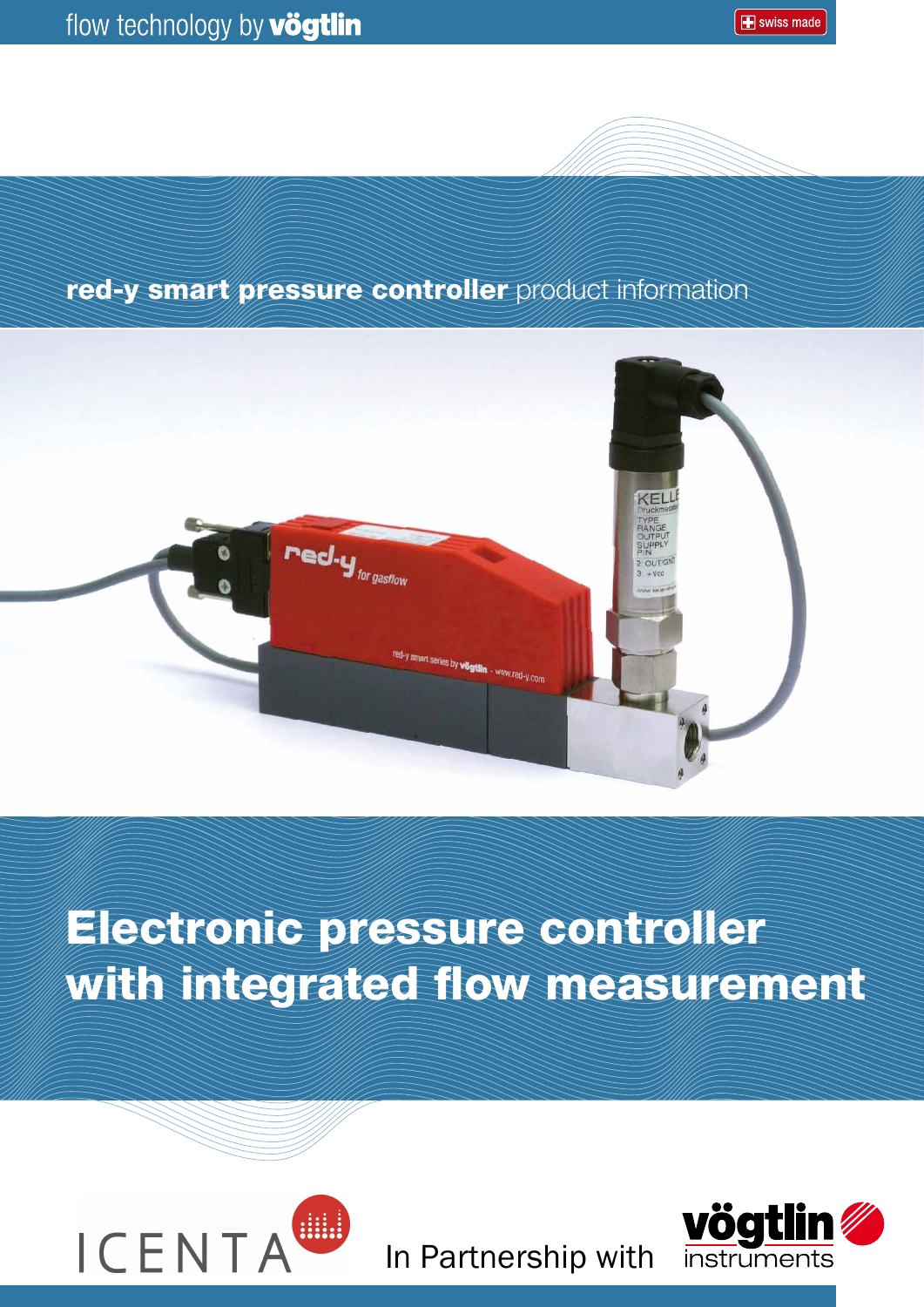flow technology by **vögtlin**

swiss made

**red-y smart pressure controller** product information

# Electronic pressure controller with integrated flow measurement

ICENTA

In Partnership with

vögtlin instruments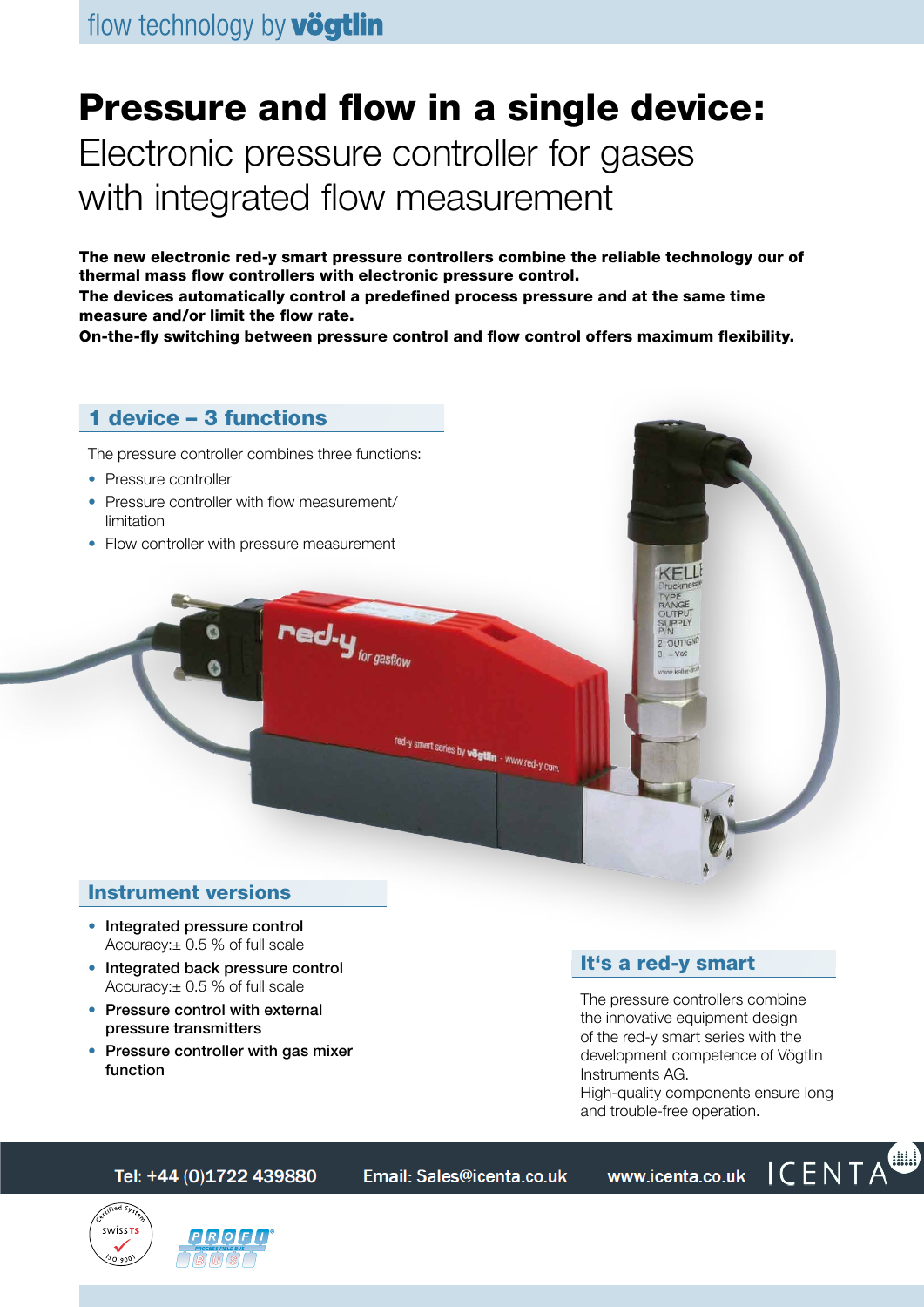# Pressure and flow in a single device:

## Electronic pressure controller for gases with integrated flow measurement

**The new electronic red-y smart pressure controllers combine the reliable technology our of thermal mass flow controllers with electronic pressure control.**
**The devices automatically control a predefined process pressure and at the same time measure and/or limit the flow rate.**
**On-the-fly switching between pressure control and flow control offers maximum flexibility.**

## 1 device – 3 functions

The pressure controller combines three functions:

- Pressure controller
- Pressure controller with flow measurement/ limitation
- Flow controller with pressure measurement

## Instrument versions

- **Integrated pressure control**
  Accuracy:± 0.5 % of full scale
- **Integrated back pressure control**
  Accuracy:± 0.5 % of full scale
- **Pressure control with external pressure transmitters**
- **Pressure controller with gas mixer function**

## It's a red-y smart

The pressure controllers combine the innovative equipment design of the red-y smart series with the development competence of Vögtlin Instruments AG.
High-quality components ensure long and trouble-free operation.

Tel: +44 (0)1722 439880 Email: Sales@icenta.co.uk www.icenta.co.uk ICENTA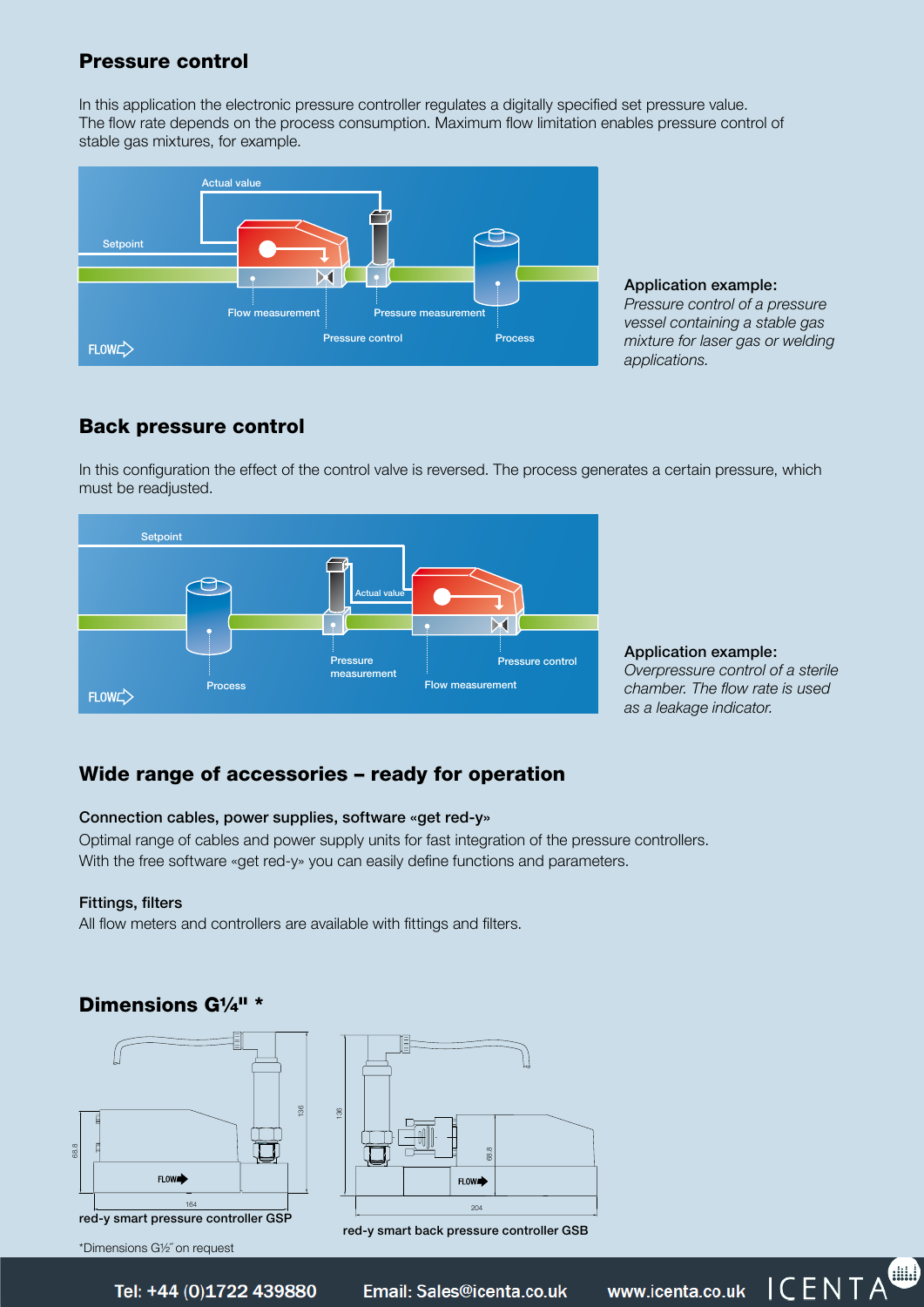## Pressure control

In this application the electronic pressure controller regulates a digitally specified set pressure value. The flow rate depends on the process consumption. Maximum flow limitation enables pressure control of stable gas mixtures, for example.

Actual value
Setpoint
Flow measurement
Pressure measurement
Pressure control
Process
FLOW

**Application example:**
*Pressure control of a pressure vessel containing a stable gas mixture for laser gas or welding applications.*

## Back pressure control

In this configuration the effect of the control valve is reversed. The process generates a certain pressure, which must be readjusted.

Setpoint
Actual value
Process
Pressure measurement
Pressure control
Flow measurement
FLOW

**Application example:**
*Overpressure control of a sterile chamber. The flow rate is used as a leakage indicator.*

## Wide range of accessories – ready for operation

### Connection cables, power supplies, software «get red-y»

Optimal range of cables and power supply units for fast integration of the pressure controllers.
With the free software «get red-y» you can easily define functions and parameters.

### Fittings, filters

All flow meters and controllers are available with fittings and filters.

## Dimensions G¼" *

68.8
136
FLOW
164

red-y smart pressure controller GSP

136
68.8
FLOW
204

red-y smart back pressure controller GSB

*Dimensions G½˝ on request

Tel: +44 (0)1722 439880 Email: Sales@icenta.co.uk www.icenta.co.uk ICENTA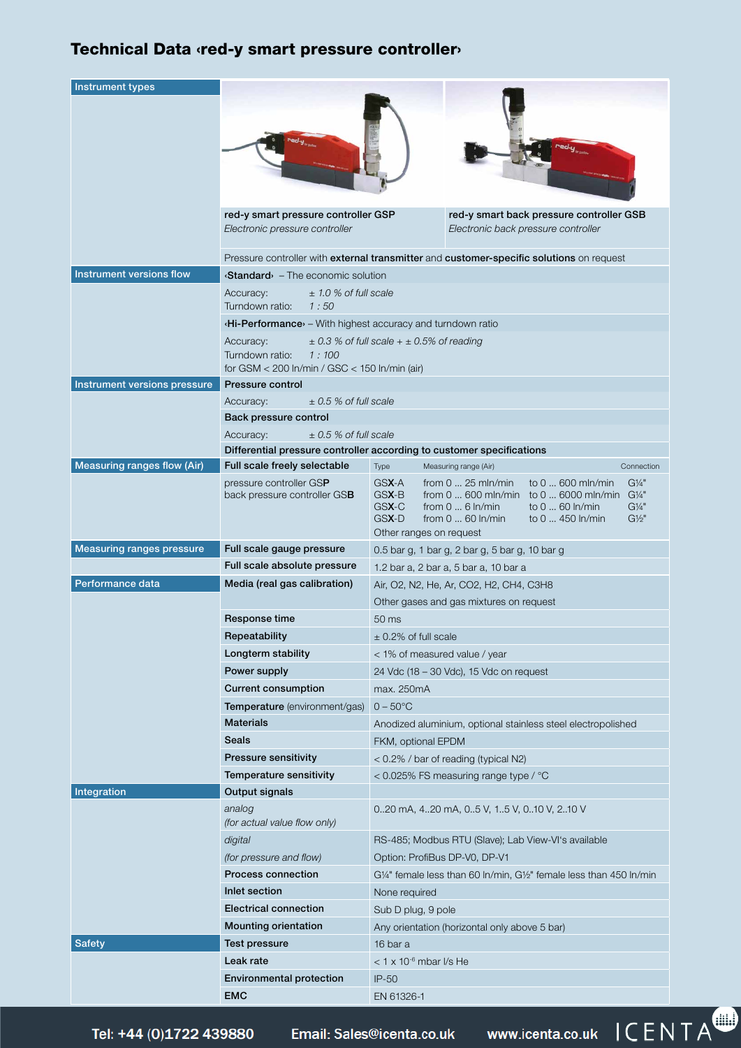# Technical Data ‹red-y smart pressure controller›

| | | |
|---|---|---|
| **Instrument types** | **red-y smart pressure controller GSP**<br>*Electronic pressure controller* | **red-y smart back pressure controller GSB**<br>*Electronic back pressure controller* |
| | Pressure controller with **external transmitter** and **customer-specific solutions** on request | |
| **Instrument versions flow** | **‹Standard›** – The economic solution | |
| | Accuracy: *± 1.0 % of full scale*<br>Turndown ratio: *1 : 50* | |
| | **‹Hi-Performance›** – With highest accuracy and turndown ratio | |
| | Accuracy: *± 0.3 % of full scale + ± 0.5% of reading*<br>Turndown ratio: *1 : 100*<br>for GSM < 200 ln/min / GSC < 150 ln/min (air) | |
| **Instrument versions pressure** | **Pressure control** | |
| | Accuracy: *± 0.5 % of full scale* | |
| | **Back pressure control** | |
| | Accuracy: *± 0.5 % of full scale* | |
| | **Differential pressure controller according to customer specifications** | |

| | | | | | |
|---|---|---|---|---|---|
| **Measuring ranges flow (Air)** | **Full scale freely selectable** | Type | Measuring range (Air) | | Connection |
| | pressure controller GS**P**<br>back pressure controller GS**B** | GS**X**-A | from 0 ... 25 mln/min | to 0 ... 600 mln/min | G¼" |
| | | GS**X**-B | from 0 ... 600 mln/min | to 0 ... 6000 mln/min | G¼" |
| | | GS**X**-C | from 0 ... 6 ln/min | to 0 ... 60 ln/min | G¼" |
| | | GS**X**-D | from 0 ... 60 ln/min | to 0 ... 450 ln/min | G½" |
| | | Other ranges on request | | | |

| | | |
|---|---|---|
| **Measuring ranges pressure** | **Full scale gauge pressure** | 0.5 bar g, 1 bar g, 2 bar g, 5 bar g, 10 bar g |
| | **Full scale absolute pressure** | 1.2 bar a, 2 bar a, 5 bar a, 10 bar a |
| **Performance data** | **Media (real gas calibration)** | Air, O2, N2, He, Ar, CO2, H2, CH4, C3H8<br>Other gases and gas mixtures on request |
| | **Response time** | 50 ms |
| | **Repeatability** | ± 0.2% of full scale |
| | **Longterm stability** | < 1% of measured value / year |
| | **Power supply** | 24 Vdc (18 – 30 Vdc), 15 Vdc on request |
| | **Current consumption** | max. 250mA |
| | **Temperature** (environment/gas) | 0 – 50°C |
| | **Materials** | Anodized aluminium, optional stainless steel electropolished |
| | **Seals** | FKM, optional EPDM |
| | **Pressure sensitivity** | < 0.2% / bar of reading (typical N2) |
| | **Temperature sensitivity** | < 0.025% FS measuring range type / °C |
| **Integration** | **Output signals** | |
| | *analog*<br>*(for actual value flow only)* | 0..20 mA, 4..20 mA, 0..5 V, 1..5 V, 0..10 V, 2..10 V |
| | *digital*<br>*(for pressure and flow)* | RS-485; Modbus RTU (Slave); Lab View-VI's available<br>Option: ProfiBus DP-V0, DP-V1 |
| | **Process connection** | G¼" female less than 60 ln/min, G½" female less than 450 ln/min |
| | **Inlet section** | None required |
| | **Electrical connection** | Sub D plug, 9 pole |
| | **Mounting orientation** | Any orientation (horizontal only above 5 bar) |
| **Safety** | **Test pressure** | 16 bar a |
| | **Leak rate** | $< 1 \times 10^{-6}$ mbar l/s He |
| | **Environmental protection** | IP-50 |
| | **EMC** | EN 61326-1 |

Tel: +44 (0)1722 439880 Email: Sales@icenta.co.uk www.icenta.co.uk ICENTA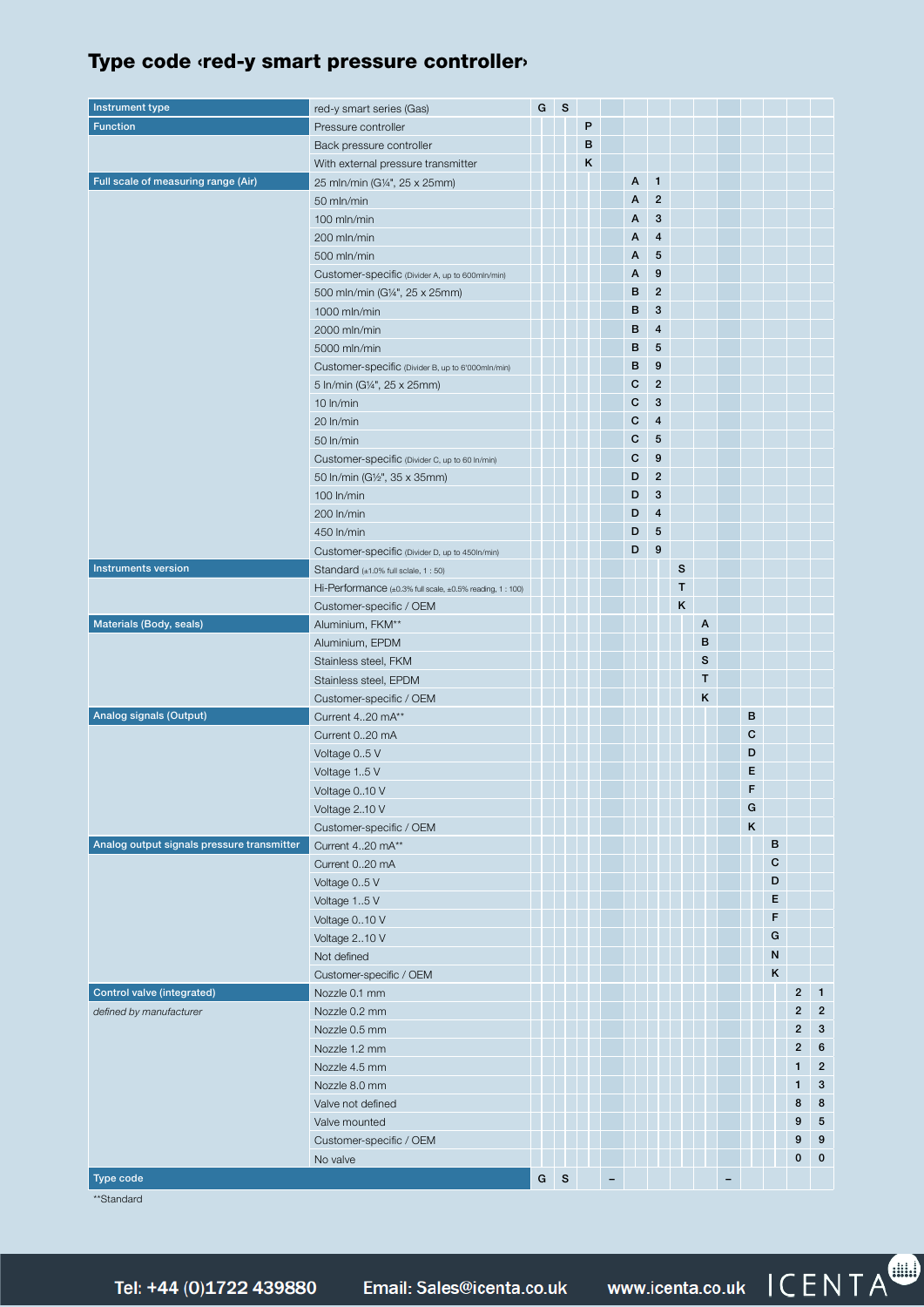## Type code ‹red-y smart pressure controller›

| | | | | | | | | | | | | | | |
|---|---|---|---|---|---|---|---|---|---|---|---|---|---|---|
| **Instrument type** | red-y smart series (Gas) | G | S | | | | | | | | | | | |
| **Function** | Pressure controller | | | P | | | | | | | | | | |
| | Back pressure controller | | | B | | | | | | | | | | |
| | With external pressure transmitter | | | K | | | | | | | | | | |
| **Full scale of measuring range (Air)** | 25 mln/min (G¼", 25 x 25mm) | | | | | A | 1 | | | | | | | |
| | 50 mln/min | | | | | A | 2 | | | | | | | |
| | 100 mln/min | | | | | A | 3 | | | | | | | |
| | 200 mln/min | | | | | A | 4 | | | | | | | |
| | 500 mln/min | | | | | A | 5 | | | | | | | |
| | Customer-specific (Divider A, up to 600mln/min) | | | | | A | 9 | | | | | | | |
| | 500 mln/min (G¼", 25 x 25mm) | | | | | B | 2 | | | | | | | |
| | 1000 mln/min | | | | | B | 3 | | | | | | | |
| | 2000 mln/min | | | | | B | 4 | | | | | | | |
| | 5000 mln/min | | | | | B | 5 | | | | | | | |
| | Customer-specific (Divider B, up to 6'000mln/min) | | | | | B | 9 | | | | | | | |
| | 5 ln/min (G¼", 25 x 25mm) | | | | | C | 2 | | | | | | | |
| | 10 ln/min | | | | | C | 3 | | | | | | | |
| | 20 ln/min | | | | | C | 4 | | | | | | | |
| | 50 ln/min | | | | | C | 5 | | | | | | | |
| | Customer-specific (Divider C, up to 60 ln/min) | | | | | C | 9 | | | | | | | |
| | 50 ln/min (G½", 35 x 35mm) | | | | | D | 2 | | | | | | | |
| | 100 ln/min | | | | | D | 3 | | | | | | | |
| | 200 ln/min | | | | | D | 4 | | | | | | | |
| | 450 ln/min | | | | | D | 5 | | | | | | | |
| | Customer-specific (Divider D, up to 450ln/min) | | | | | D | 9 | | | | | | | |
| **Instruments version** | Standard (±1.0% full scale, 1 : 50) | | | | | | | S | | | | | | |
| | Hi-Performance (±0.3% full scale, ±0.5% reading, 1 : 100) | | | | | | | T | | | | | | |
| | Customer-specific / OEM | | | | | | | K | | | | | | |
| **Materials (Body, seals)** | Aluminium, FKM** | | | | | | | | A | | | | | |
| | Aluminium, EPDM | | | | | | | | B | | | | | |
| | Stainless steel, FKM | | | | | | | | S | | | | | |
| | Stainless steel, EPDM | | | | | | | | T | | | | | |
| | Customer-specific / OEM | | | | | | | | K | | | | | |
| **Analog signals (Output)** | Current 4..20 mA** | | | | | | | | | | B | | | |
| | Current 0..20 mA | | | | | | | | | | C | | | |
| | Voltage 0..5 V | | | | | | | | | | D | | | |
| | Voltage 1..5 V | | | | | | | | | | E | | | |
| | Voltage 0..10 V | | | | | | | | | | F | | | |
| | Voltage 2..10 V | | | | | | | | | | G | | | |
| | Customer-specific / OEM | | | | | | | | | | K | | | |
| **Analog output signals pressure transmitter** | Current 4..20 mA** | | | | | | | | | | | B | | |
| | Current 0..20 mA | | | | | | | | | | | C | | |
| | Voltage 0..5 V | | | | | | | | | | | D | | |
| | Voltage 1..5 V | | | | | | | | | | | E | | |
| | Voltage 0..10 V | | | | | | | | | | | F | | |
| | Voltage 2..10 V | | | | | | | | | | | G | | |
| | Not defined | | | | | | | | | | | N | | |
| | Customer-specific / OEM | | | | | | | | | | | K | | |
| **Control valve (integrated)** | Nozzle 0.1 mm | | | | | | | | | | | | 2 | 1 |
| *defined by manufacturer* | Nozzle 0.2 mm | | | | | | | | | | | | 2 | 2 |
| | Nozzle 0.5 mm | | | | | | | | | | | | 2 | 3 |
| | Nozzle 1.2 mm | | | | | | | | | | | | 2 | 6 |
| | Nozzle 4.5 mm | | | | | | | | | | | | 1 | 2 |
| | Nozzle 8.0 mm | | | | | | | | | | | | 1 | 3 |
| | Valve not defined | | | | | | | | | | | | 8 | 8 |
| | Valve mounted | | | | | | | | | | | | 9 | 5 |
| | Customer-specific / OEM | | | | | | | | | | | | 9 | 9 |
| | No valve | | | | | | | | | | | | 0 | 0 |
| **Type code** | | G | S | | – | | | | | – | | | | |

**Standard

Tel: +44 (0)1722 439880 Email: Sales@icenta.co.uk www.icenta.co.uk ICENTA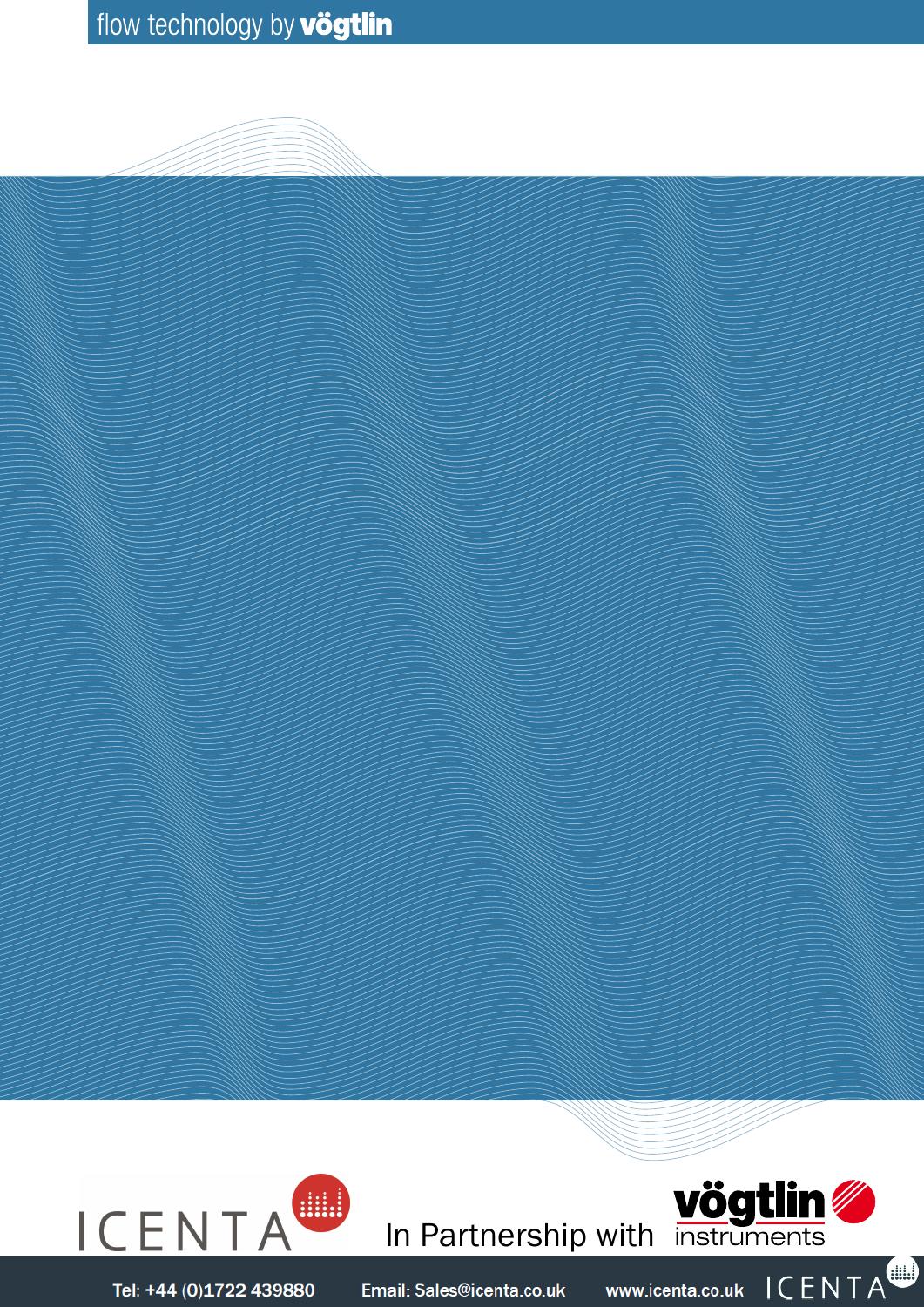flow technology by vögtlin

ICENTA

In Partnership with vögtlin instruments

Tel: +44 (0)1722 439880 Email: Sales@icenta.co.uk www.icenta.co.uk